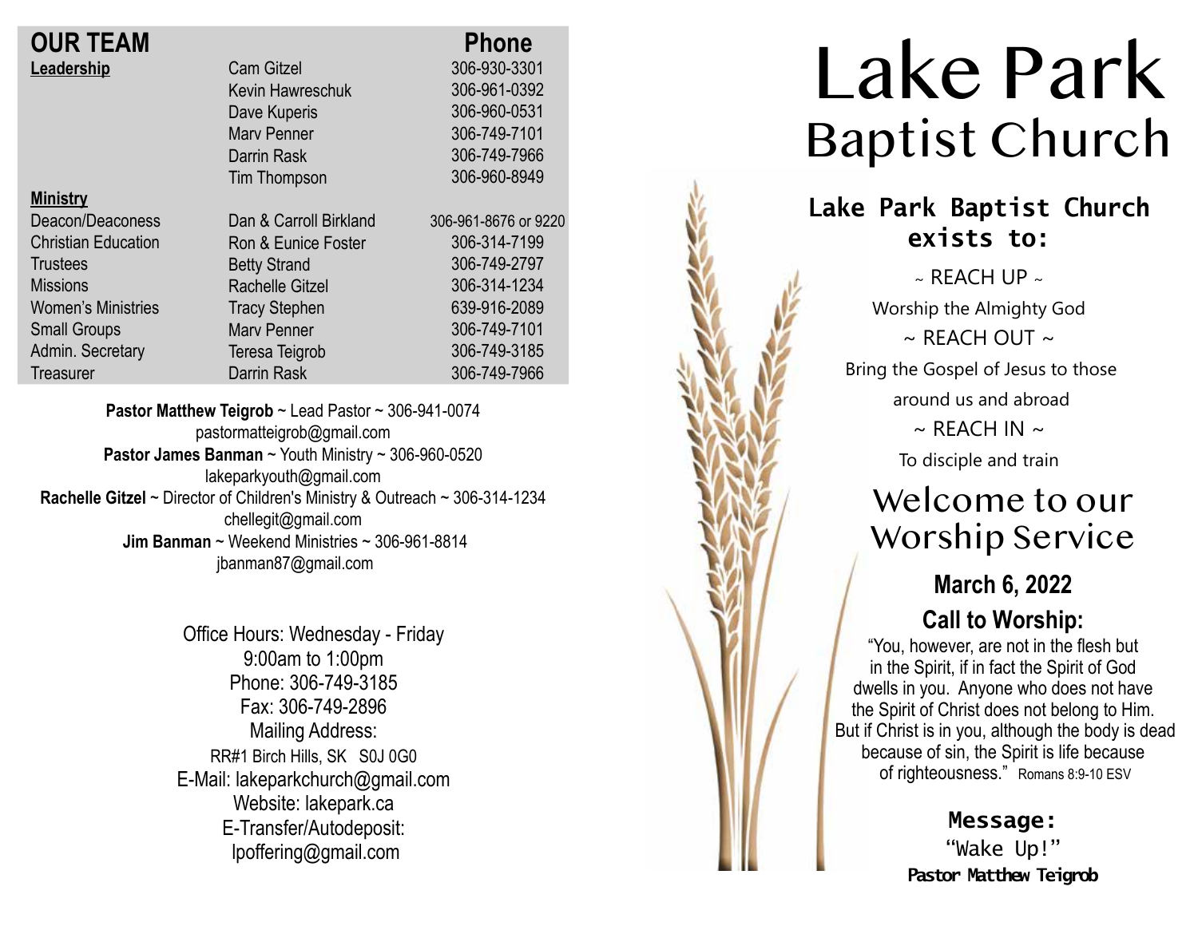## OUR TEAM

| | | Phone |
|---|---|---|
| **Leadership** | Cam Gitzel | 306-930-3301 |
| | Kevin Hawreschuk | 306-961-0392 |
| | Dave Kuperis | 306-960-0531 |
| | Marv Penner | 306-749-7101 |
| | Darrin Rask | 306-749-7966 |
| | Tim Thompson | 306-960-8949 |
| **Ministry** | | |
| Deacon/Deaconess | Dan & Carroll Birkland | 306-961-8676 or 9220 |
| Christian Education | Ron & Eunice Foster | 306-314-7199 |
| Trustees | Betty Strand | 306-749-2797 |
| Missions | Rachelle Gitzel | 306-314-1234 |
| Women's Ministries | Tracy Stephen | 639-916-2089 |
| Small Groups | Marv Penner | 306-749-7101 |
| Admin. Secretary | Teresa Teigrob | 306-749-3185 |
| Treasurer | Darrin Rask | 306-749-7966 |

**Pastor Matthew Teigrob** ~ Lead Pastor ~ 306-941-0074
pastormatteigrob@gmail.com
**Pastor James Banman** ~ Youth Ministry ~ 306-960-0520
lakeparkyouth@gmail.com
**Rachelle Gitzel** ~ Director of Children's Ministry & Outreach ~ 306-314-1234
chellegit@gmail.com
**Jim Banman** ~ Weekend Ministries ~ 306-961-8814
jbanman87@gmail.com

Office Hours: Wednesday - Friday
9:00am to 1:00pm
Phone: 306-749-3185
Fax: 306-749-2896
Mailing Address:
RR#1 Birch Hills, SK S0J 0G0
E-Mail: lakeparkchurch@gmail.com
Website: lakepark.ca
E-Transfer/Autodeposit:
lpoffering@gmail.com

# Lake Park Baptist Church

**Lake Park Baptist Church exists to:**

~ REACH UP ~
Worship the Almighty God
~ REACH OUT ~
Bring the Gospel of Jesus to those around us and abroad
~ REACH IN ~
To disciple and train

## Welcome to our Worship Service

### March 6, 2022

### Call to Worship:

"You, however, are not in the flesh but in the Spirit, if in fact the Spirit of God dwells in you. Anyone who does not have the Spirit of Christ does not belong to Him. But if Christ is in you, although the body is dead because of sin, the Spirit is life because of righteousness." Romans 8:9-10 ESV

**Message:**
"Wake Up!"
**Pastor Matthew Teigrob**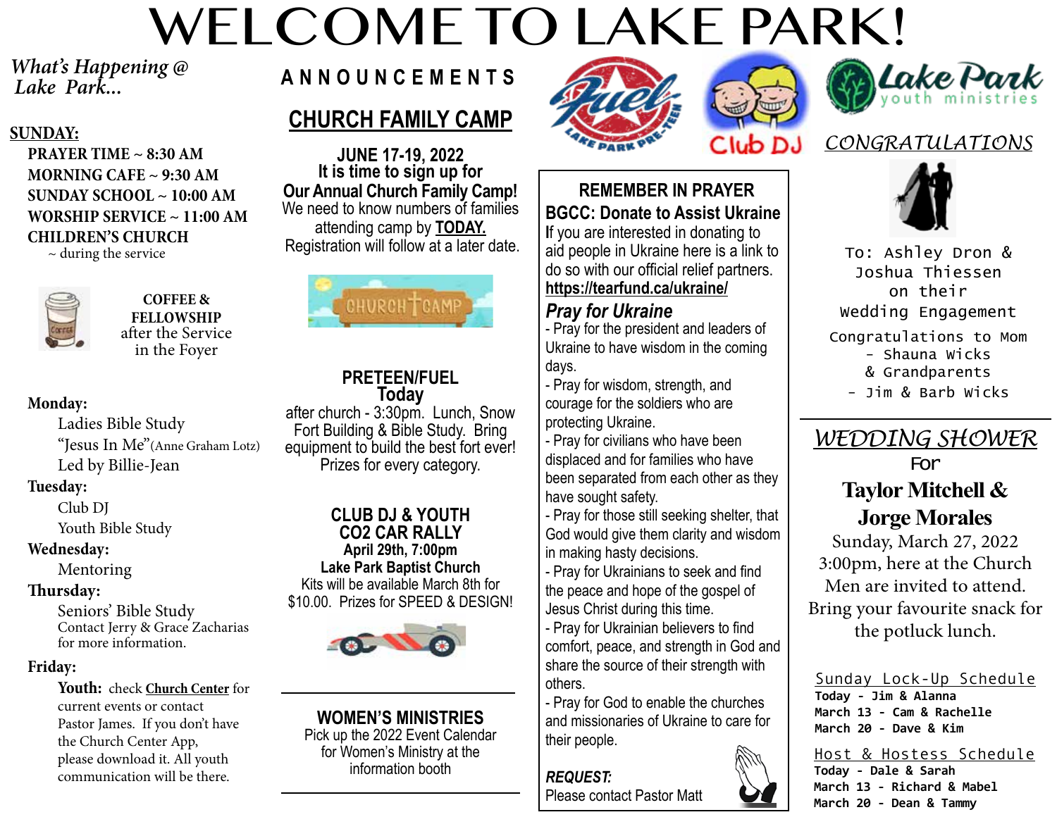# WELCOME TO LAKE PARK!

*What's Happening @ Lake Park...*

**SUNDAY:**

**PRAYER TIME ~ 8:30 AM**
**MORNING CAFE ~ 9:30 AM**
**SUNDAY SCHOOL ~ 10:00 AM**
**WORSHIP SERVICE ~ 11:00 AM**
**CHILDREN'S CHURCH**
~ during the service

**COFFEE & FELLOWSHIP**
after the Service
in the Foyer

**Monday:**
Ladies Bible Study
"Jesus In Me" (Anne Graham Lotz)
Led by Billie-Jean

**Tuesday:**
Club DJ
Youth Bible Study

**Wednesday:**
Mentoring

**Thursday:**
Seniors' Bible Study
Contact Jerry & Grace Zacharias for more information.

**Friday:**
**Youth:** check **Church Center** for current events or contact Pastor James. If you don't have the Church Center App, please download it. All youth communication will be there.

## ANNOUNCEMENTS

### CHURCH FAMILY CAMP

**JUNE 17-19, 2022**
**It is time to sign up for Our Annual Church Family Camp!**
We need to know numbers of families attending camp by **TODAY.**
Registration will follow at a later date.

### PRETEEN/FUEL
**Today**
after church - 3:30pm. Lunch, Snow Fort Building & Bible Study. Bring equipment to build the best fort ever! Prizes for every category.

### CLUB DJ & YOUTH CO2 CAR RALLY
**April 29th, 7:00pm**
**Lake Park Baptist Church**
Kits will be available March 8th for $10.00. Prizes for SPEED & DESIGN!

### WOMEN'S MINISTRIES
Pick up the 2022 Event Calendar for Women's Ministry at the information booth

Fuel Lake Park Pre-Teen — Club DJ — Lake Park youth ministries

### REMEMBER IN PRAYER

**BGCC: Donate to Assist Ukraine**
If you are interested in donating to aid people in Ukraine here is a link to do so with our official relief partners.
**https://tearfund.ca/ukraine/**

***Pray for Ukraine***
- Pray for the president and leaders of Ukraine to have wisdom in the coming days.
- Pray for wisdom, strength, and courage for the soldiers who are protecting Ukraine.
- Pray for civilians who have been displaced and for families who have been separated from each other as they have sought safety.
- Pray for those still seeking shelter, that God would give them clarity and wisdom in making hasty decisions.
- Pray for Ukrainians to seek and find the peace and hope of the gospel of Jesus Christ during this time.
- Pray for Ukrainian believers to find comfort, peace, and strength in God and share the source of their strength with others.
- Pray for God to enable the churches and missionaries of Ukraine to care for their people.

***REQUEST:***
Please contact Pastor Matt

### CONGRATULATIONS

To: Ashley Dron & Joshua Thiessen on their Wedding Engagement

Congratulations to Mom - Shauna Wicks & Grandparents - Jim & Barb Wicks

### WEDDING SHOWER
For
**Taylor Mitchell & Jorge Morales**
Sunday, March 27, 2022
3:00pm, here at the Church
Men are invited to attend.
Bring your favourite snack for the potluck lunch.

**Sunday Lock-Up Schedule**
**Today - Jim & Alanna**
**March 13 - Cam & Rachelle**
**March 20 - Dave & Kim**

**Host & Hostess Schedule**
**Today - Dale & Sarah**
**March 13 - Richard & Mabel**
**March 20 - Dean & Tammy**